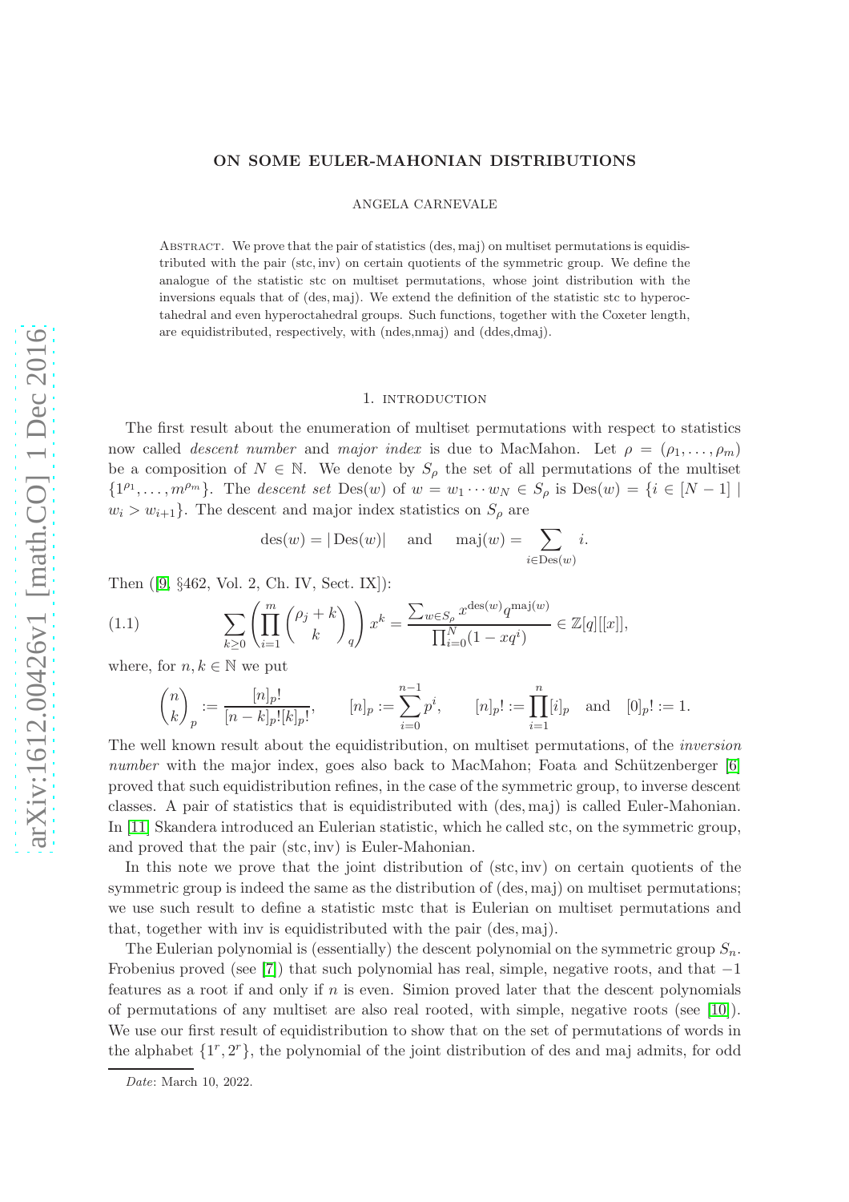# ON SOME EULER-MAHONIAN DISTRIBUTIONS

ANGELA CARNEVALE

Abstract. We prove that the pair of statistics (des, maj) on multiset permutations is equidistributed with the pair (stc, inv) on certain quotients of the symmetric group. We define the analogue of the statistic stc on multiset permutations, whose joint distribution with the inversions equals that of (des, maj). We extend the definition of the statistic stc to hyperoctahedral and even hyperoctahedral groups. Such functions, together with the Coxeter length, are equidistributed, respectively, with (ndes, nmaj) and (ddes, dmaj).

## 1. Introduction

The first result about the enumeration of multiset permutations with respect to statistics now called *descent number* and *major index* is due to MacMahon. Let $\rho = (\rho_1, \ldots, \rho_m)$ be a composition of $N \in \mathbb{N}$. We denote by $S_\rho$ the set of all permutations of the multiset $\{1^{\rho_1}, \ldots, m^{\rho_m}\}$. The *descent set* $\mathrm{Des}(w)$ of $w = w_1 \cdots w_N \in S_\rho$ is $\mathrm{Des}(w) = \{i \in [N-1] \mid w_i > w_{i+1}\}$. The descent and major index statistics on $S_\rho$ are

$$\mathrm{des}(w) = |\,\mathrm{Des}(w)| \quad \text{and} \quad \mathrm{maj}(w) = \sum_{i \in \mathrm{Des}(w)} i.$$

Then ([9, §462, Vol. 2, Ch. IV, Sect. IX]):

$$\sum_{k \geq 0} \left( \prod_{i=1}^{m} \binom{\rho_j + k}{k}_q \right) x^k = \frac{\sum_{w \in S_\rho} x^{\mathrm{des}(w)} q^{\mathrm{maj}(w)}}{\prod_{i=0}^{N} (1 - xq^i)} \in \mathbb{Z}[q][[x]], \tag{1.1}$$

where, for $n, k \in \mathbb{N}$ we put

$$\binom{n}{k}_p := \frac{[n]_p!}{[n-k]_p! [k]_p!}, \qquad [n]_p := \sum_{i=0}^{n-1} p^i, \qquad [n]_p! := \prod_{i=1}^{n} [i]_p \quad \text{and} \quad [0]_p! := 1.$$

The well known result about the equidistribution, on multiset permutations, of the *inversion number* with the major index, goes also back to MacMahon; Foata and Schützenberger [6] proved that such equidistribution refines, in the case of the symmetric group, to inverse descent classes. A pair of statistics that is equidistributed with (des, maj) is called Euler-Mahonian. In [11] Skandera introduced an Eulerian statistic, which he called stc, on the symmetric group, and proved that the pair (stc, inv) is Euler-Mahonian.

In this note we prove that the joint distribution of (stc, inv) on certain quotients of the symmetric group is indeed the same as the distribution of (des, maj) on multiset permutations; we use such result to define a statistic mstc that is Eulerian on multiset permutations and that, together with inv is equidistributed with the pair (des, maj).

The Eulerian polynomial is (essentially) the descent polynomial on the symmetric group $S_n$. Frobenius proved (see [7]) that such polynomial has real, simple, negative roots, and that $-1$ features as a root if and only if $n$ is even. Simion proved later that the descent polynomials of permutations of any multiset are also real rooted, with simple, negative roots (see [10]). We use our first result of equidistribution to show that on the set of permutations of words in the alphabet $\{1^r, 2^r\}$, the polynomial of the joint distribution of des and maj admits, for odd

*Date*: March 10, 2022.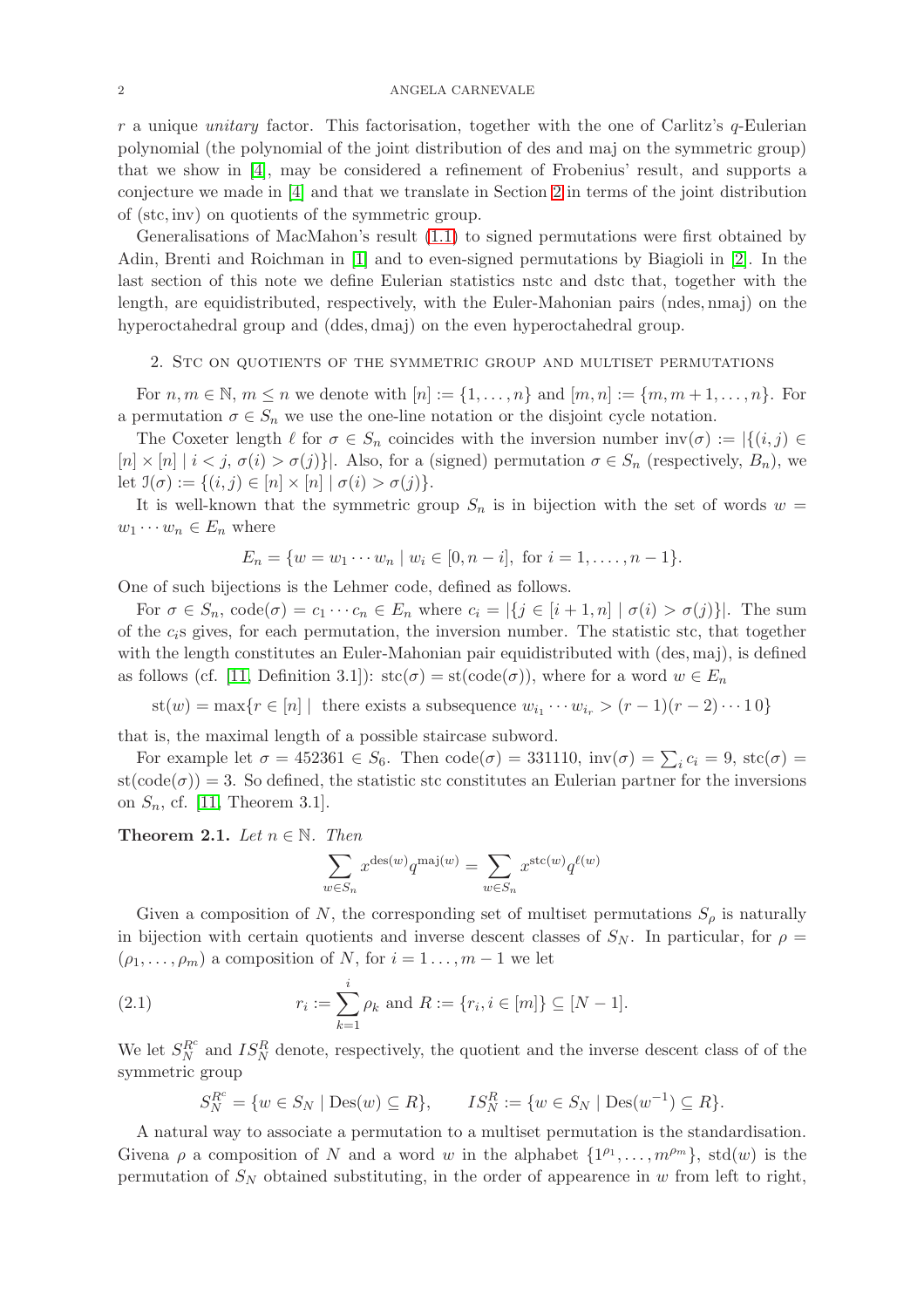$r$ a unique *unitary* factor. This factorisation, together with the one of Carlitz's $q$-Eulerian polynomial (the polynomial of the joint distribution of des and maj on the symmetric group) that we show in [4], may be considered a refinement of Frobenius' result, and supports a conjecture we made in [4] and that we translate in Section 2 in terms of the joint distribution of (stc, inv) on quotients of the symmetric group.

Generalisations of MacMahon's result (1.1) to signed permutations were first obtained by Adin, Brenti and Roichman in [1] and to even-signed permutations by Biagioli in [2]. In the last section of this note we define Eulerian statistics nstc and dstc that, together with the length, are equidistributed, respectively, with the Euler-Mahonian pairs (ndes, nmaj) on the hyperoctahedral group and (ddes, dmaj) on the even hyperoctahedral group.

## 2. Stc on quotients of the symmetric group and multiset permutations

For $n, m \in \mathbb{N}$, $m \leq n$ we denote with $[n] := \{1, \dots, n\}$ and $[m, n] := \{m, m+1, \dots, n\}$. For a permutation $\sigma \in S_n$ we use the one-line notation or the disjoint cycle notation.

The Coxeter length $\ell$ for $\sigma \in S_n$ coincides with the inversion number $\mathrm{inv}(\sigma) := |\{(i,j) \in [n] \times [n] \mid i < j,\, \sigma(i) > \sigma(j)\}|$. Also, for a (signed) permutation $\sigma \in S_n$ (respectively, $B_n$), we let $\mathcal{I}(\sigma) := \{(i,j) \in [n] \times [n] \mid \sigma(i) > \sigma(j)\}$.

It is well-known that the symmetric group $S_n$ is in bijection with the set of words $w = w_1 \cdots w_n \in E_n$ where

$$E_n = \{w = w_1 \cdots w_n \mid w_i \in [0, n-i], \text{ for } i = 1, \dots, n-1\}.$$

One of such bijections is the Lehmer code, defined as follows.

For $\sigma \in S_n$, $\mathrm{code}(\sigma) = c_1 \cdots c_n \in E_n$ where $c_i = |\{j \in [i+1, n] \mid \sigma(i) > \sigma(j)\}|$. The sum of the $c_i$s gives, for each permutation, the inversion number. The statistic stc, that together with the length constitutes an Euler-Mahonian pair equidistributed with (des, maj), is defined as follows (cf. [11, Definition 3.1]): $\mathrm{stc}(\sigma) = \mathrm{st}(\mathrm{code}(\sigma))$, where for a word $w \in E_n$

$$\mathrm{st}(w) = \max\{r \in [n] \mid \text{ there exists a subsequence } w_{i_1} \cdots w_{i_r} > (r-1)(r-2)\cdots 1\, 0\}$$

that is, the maximal length of a possible staircase subword.

For example let $\sigma = 452361 \in S_6$. Then $\mathrm{code}(\sigma) = 331110$, $\mathrm{inv}(\sigma) = \sum_i c_i = 9$, $\mathrm{stc}(\sigma) = \mathrm{st}(\mathrm{code}(\sigma)) = 3$. So defined, the statistic stc constitutes an Eulerian partner for the inversions on $S_n$, cf. [11, Theorem 3.1].

**Theorem 2.1.** *Let $n \in \mathbb{N}$. Then*

$$\sum_{w \in S_n} x^{\mathrm{des}(w)} q^{\mathrm{maj}(w)} = \sum_{w \in S_n} x^{\mathrm{stc}(w)} q^{\ell(w)}$$

Given a composition of $N$, the corresponding set of multiset permutations $S_\rho$ is naturally in bijection with certain quotients and inverse descent classes of $S_N$. In particular, for $\rho = (\rho_1, \dots, \rho_m)$ a composition of $N$, for $i = 1 \dots, m-1$ we let

$$r_i := \sum_{k=1}^{i} \rho_k \text{ and } R := \{r_i, i \in [m]\} \subseteq [N-1]. \tag{2.1}$$

We let $S_N^{R^c}$ and $IS_N^R$ denote, respectively, the quotient and the inverse descent class of of the symmetric group

$$S_N^{R^c} = \{w \in S_N \mid \mathrm{Des}(w) \subseteq R\}, \qquad IS_N^R := \{w \in S_N \mid \mathrm{Des}(w^{-1}) \subseteq R\}.$$

A natural way to associate a permutation to a multiset permutation is the standardisation. Givena $\rho$ a composition of $N$ and a word $w$ in the alphabet $\{1^{\rho_1}, \dots, m^{\rho_m}\}$, $\mathrm{std}(w)$ is the permutation of $S_N$ obtained substituting, in the order of appearence in $w$ from left to right,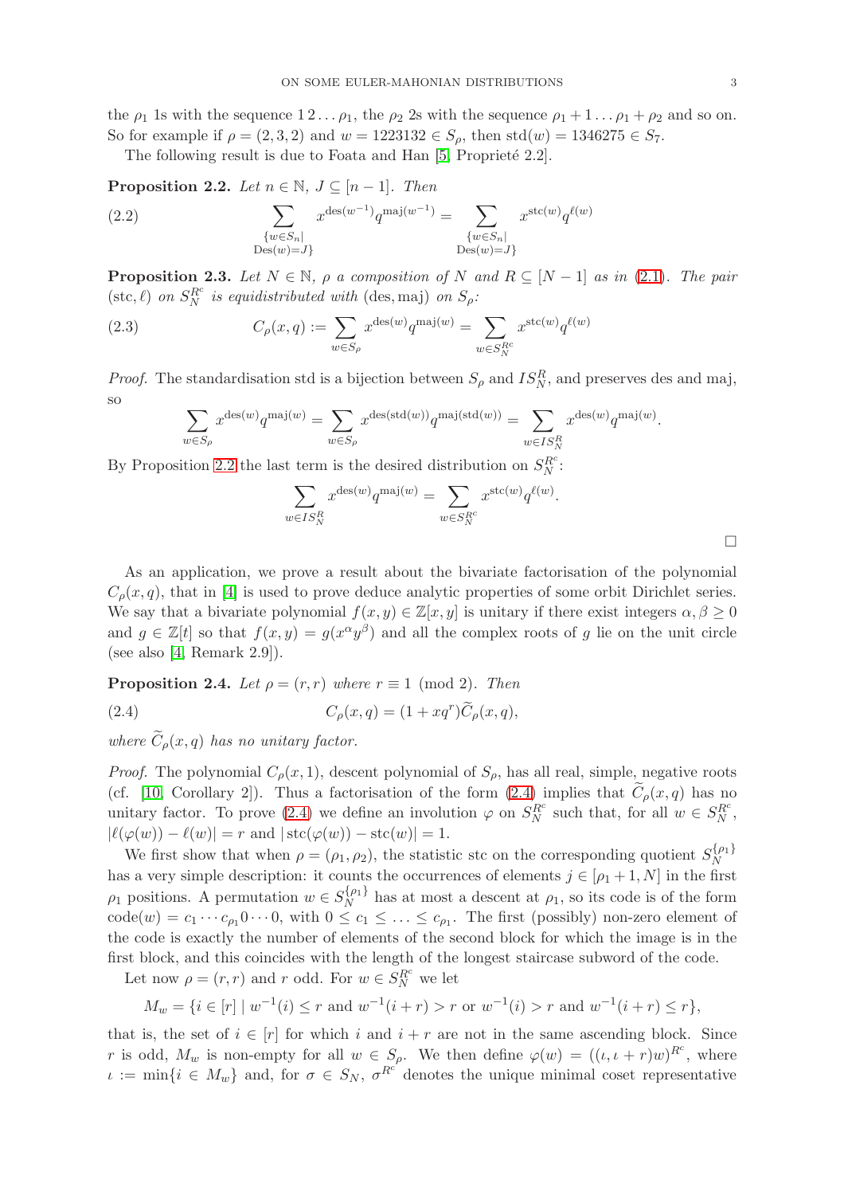the $\rho_1$ 1s with the sequence $1\,2\ldots\rho_1$, the $\rho_2$ 2s with the sequence $\rho_1+1\ldots\rho_1+\rho_2$ and so on. So for example if $\rho=(2,3,2)$ and $w=1223132\in S_\rho$, then $\mathrm{std}(w)=1346275\in S_7$.

The following result is due to Foata and Han [5, Propriété 2.2].

**Proposition 2.2.** *Let $n\in\mathbb{N}$, $J\subseteq[n-1]$. Then*

$$\sum_{\substack{\{w\in S_n\mid\\ \mathrm{Des}(w)=J\}}} x^{\mathrm{des}(w^{-1})}q^{\mathrm{maj}(w^{-1})}=\sum_{\substack{\{w\in S_n\mid\\ \mathrm{Des}(w)=J\}}} x^{\mathrm{stc}(w)}q^{\ell(w)} \tag{2.2}$$

**Proposition 2.3.** *Let $N\in\mathbb{N}$, $\rho$ a composition of $N$ and $R\subseteq[N-1]$ as in (2.1). The pair $(\mathrm{stc},\ell)$ on $S_N^{R^c}$ is equidistributed with $(\mathrm{des},\mathrm{maj})$ on $S_\rho$:*

$$C_\rho(x,q):=\sum_{w\in S_\rho} x^{\mathrm{des}(w)}q^{\mathrm{maj}(w)}=\sum_{w\in S_N^{R^c}} x^{\mathrm{stc}(w)}q^{\ell(w)} \tag{2.3}$$

*Proof.* The standardisation std is a bijection between $S_\rho$ and $IS_N^R$, and preserves des and maj, so

$$\sum_{w\in S_\rho} x^{\mathrm{des}(w)}q^{\mathrm{maj}(w)}=\sum_{w\in S_\rho} x^{\mathrm{des}(\mathrm{std}(w))}q^{\mathrm{maj}(\mathrm{std}(w))}=\sum_{w\in IS_N^R} x^{\mathrm{des}(w)}q^{\mathrm{maj}(w)}.$$

By Proposition 2.2 the last term is the desired distribution on $S_N^{R^c}$:

$$\sum_{w\in IS_N^R} x^{\mathrm{des}(w)}q^{\mathrm{maj}(w)}=\sum_{w\in S_N^{R^c}} x^{\mathrm{stc}(w)}q^{\ell(w)}.$$

$\square$

As an application, we prove a result about the bivariate factorisation of the polynomial $C_\rho(x,q)$, that in [4] is used to prove deduce analytic properties of some orbit Dirichlet series. We say that a bivariate polynomial $f(x,y)\in\mathbb{Z}[x,y]$ is unitary if there exist integers $\alpha,\beta\geq 0$ and $g\in\mathbb{Z}[t]$ so that $f(x,y)=g(x^\alpha y^\beta)$ and all the complex roots of $g$ lie on the unit circle (see also [4, Remark 2.9]).

**Proposition 2.4.** *Let $\rho=(r,r)$ where $r\equiv 1\pmod 2$. Then*

$$C_\rho(x,q)=(1+xq^r)\widetilde{C}_\rho(x,q), \tag{2.4}$$

*where $\widetilde{C}_\rho(x,q)$ has no unitary factor.*

*Proof.* The polynomial $C_\rho(x,1)$, descent polynomial of $S_\rho$, has all real, simple, negative roots (cf. [10, Corollary 2]). Thus a factorisation of the form (2.4) implies that $\widetilde{C}_\rho(x,q)$ has no unitary factor. To prove (2.4) we define an involution $\varphi$ on $S_N^{R^c}$ such that, for all $w\in S_N^{R^c}$, $|\ell(\varphi(w))-\ell(w)|=r$ and $|\mathrm{stc}(\varphi(w))-\mathrm{stc}(w)|=1$.

We first show that when $\rho=(\rho_1,\rho_2)$, the statistic stc on the corresponding quotient $S_N^{\{\rho_1\}}$ has a very simple description: it counts the occurrences of elements $j\in[\rho_1+1,N]$ in the first $\rho_1$ positions. A permutation $w\in S_N^{\{\rho_1\}}$ has at most a descent at $\rho_1$, so its code is of the form $\mathrm{code}(w)=c_1\cdots c_{\rho_1}0\cdots 0$, with $0\leq c_1\leq\ldots\leq c_{\rho_1}$. The first (possibly) non-zero element of the code is exactly the number of elements of the second block for which the image is in the first block, and this coincides with the length of the longest staircase subword of the code.

Let now $\rho=(r,r)$ and $r$ odd. For $w\in S_N^{R^c}$ we let

$$M_w=\{i\in[r]\mid w^{-1}(i)\leq r\text{ and }w^{-1}(i+r)>r\text{ or }w^{-1}(i)>r\text{ and }w^{-1}(i+r)\leq r\},$$

that is, the set of $i\in[r]$ for which $i$ and $i+r$ are not in the same ascending block. Since $r$ is odd, $M_w$ is non-empty for all $w\in S_\rho$. We then define $\varphi(w)=((\iota,\iota+r)w)^{R^c}$, where $\iota:=\min\{i\in M_w\}$ and, for $\sigma\in S_N$, $\sigma^{R^c}$ denotes the unique minimal coset representative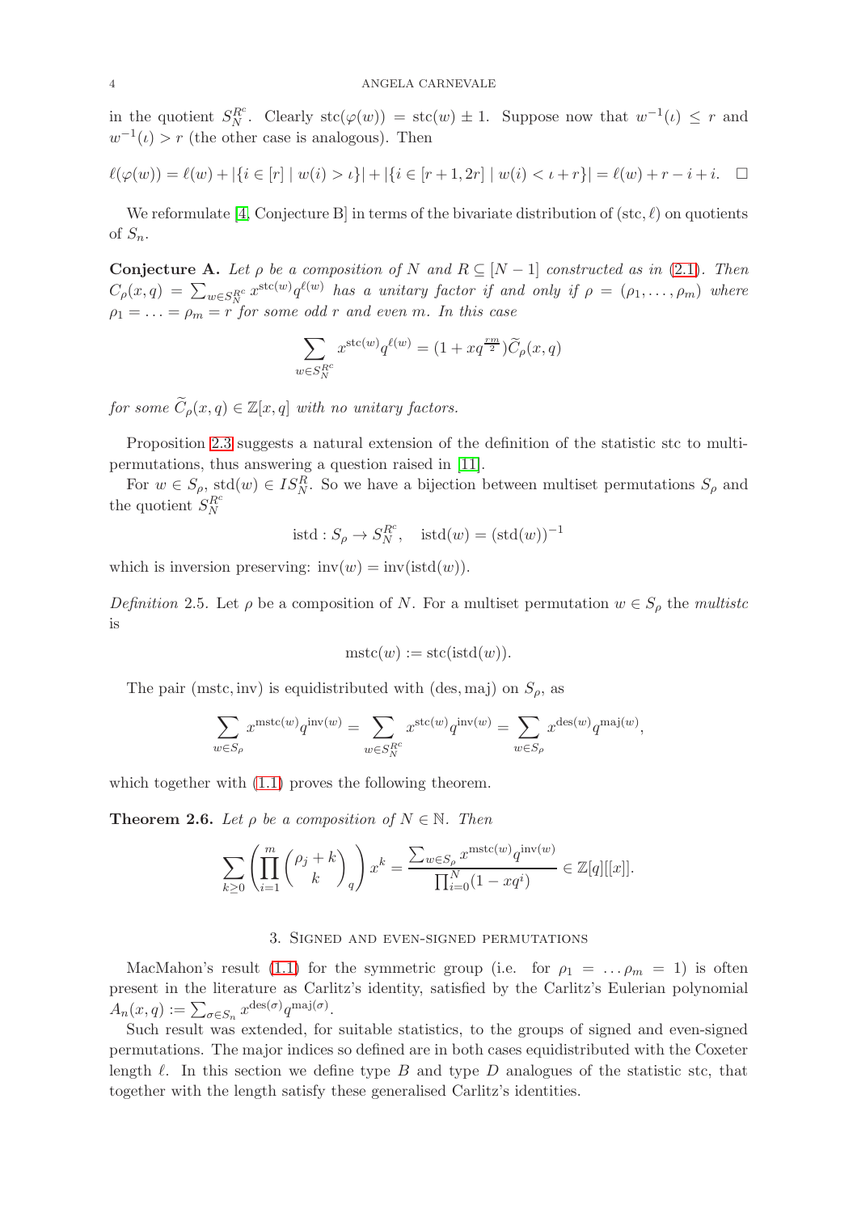in the quotient $S_N^{R^c}$. Clearly $\mathrm{stc}(\varphi(w)) = \mathrm{stc}(w) \pm 1$. Suppose now that $w^{-1}(\iota) \le r$ and $w^{-1}(\iota) > r$ (the other case is analogous). Then

$$\ell(\varphi(w)) = \ell(w) + |\{i \in [r] \mid w(i) > \iota\}| + |\{i \in [r+1, 2r] \mid w(i) < \iota + r\}| = \ell(w) + r - i + i. \quad \square$$

We reformulate [4, Conjecture B] in terms of the bivariate distribution of $(\mathrm{stc}, \ell)$ on quotients of $S_n$.

**Conjecture A.** *Let $\rho$ be a composition of $N$ and $R \subseteq [N-1]$ constructed as in (2.1). Then $C_\rho(x,q) = \sum_{w \in S_N^{R^c}} x^{\mathrm{stc}(w)} q^{\ell(w)}$ has a unitary factor if and only if $\rho = (\rho_1, \ldots, \rho_m)$ where $\rho_1 = \ldots = \rho_m = r$ for some odd $r$ and even $m$. In this case*

$$\sum_{w \in S_N^{R^c}} x^{\mathrm{stc}(w)} q^{\ell(w)} = (1 + xq^{\frac{rm}{2}}) \widetilde{C}_\rho(x,q)$$

*for some $\widetilde{C}_\rho(x,q) \in \mathbb{Z}[x,q]$ with no unitary factors.*

Proposition 2.3 suggests a natural extension of the definition of the statistic stc to multipermutations, thus answering a question raised in [11].

For $w \in S_\rho$, $\mathrm{std}(w) \in IS_N^R$. So we have a bijection between multiset permutations $S_\rho$ and the quotient $S_N^{R^c}$

$$\mathrm{istd} : S_\rho \to S_N^{R^c}, \quad \mathrm{istd}(w) = (\mathrm{std}(w))^{-1}$$

which is inversion preserving: $\mathrm{inv}(w) = \mathrm{inv}(\mathrm{istd}(w))$.

*Definition* 2.5. Let $\rho$ be a composition of $N$. For a multiset permutation $w \in S_\rho$ the *multistc* is

$$\mathrm{mstc}(w) := \mathrm{stc}(\mathrm{istd}(w)).$$

The pair $(\mathrm{mstc}, \mathrm{inv})$ is equidistributed with $(\mathrm{des}, \mathrm{maj})$ on $S_\rho$, as

$$\sum_{w \in S_\rho} x^{\mathrm{mstc}(w)} q^{\mathrm{inv}(w)} = \sum_{w \in S_N^{R^c}} x^{\mathrm{stc}(w)} q^{\mathrm{inv}(w)} = \sum_{w \in S_\rho} x^{\mathrm{des}(w)} q^{\mathrm{maj}(w)},$$

which together with (1.1) proves the following theorem.

**Theorem 2.6.** *Let $\rho$ be a composition of $N \in \mathbb{N}$. Then*

$$\sum_{k \ge 0} \left( \prod_{i=1}^{m} \binom{\rho_j + k}{k}_q \right) x^k = \frac{\sum_{w \in S_\rho} x^{\mathrm{mstc}(w)} q^{\mathrm{inv}(w)}}{\prod_{i=0}^{N} (1 - xq^i)} \in \mathbb{Z}[q][[x]].$$

## 3. Signed and even-signed permutations

MacMahon's result (1.1) for the symmetric group (i.e. for $\rho_1 = \ldots \rho_m = 1$) is often present in the literature as Carlitz's identity, satisfied by the Carlitz's Eulerian polynomial $A_n(x,q) := \sum_{\sigma \in S_n} x^{\mathrm{des}(\sigma)} q^{\mathrm{maj}(\sigma)}$.

Such result was extended, for suitable statistics, to the groups of signed and even-signed permutations. The major indices so defined are in both cases equidistributed with the Coxeter length $\ell$. In this section we define type $B$ and type $D$ analogues of the statistic stc, that together with the length satisfy these generalised Carlitz's identities.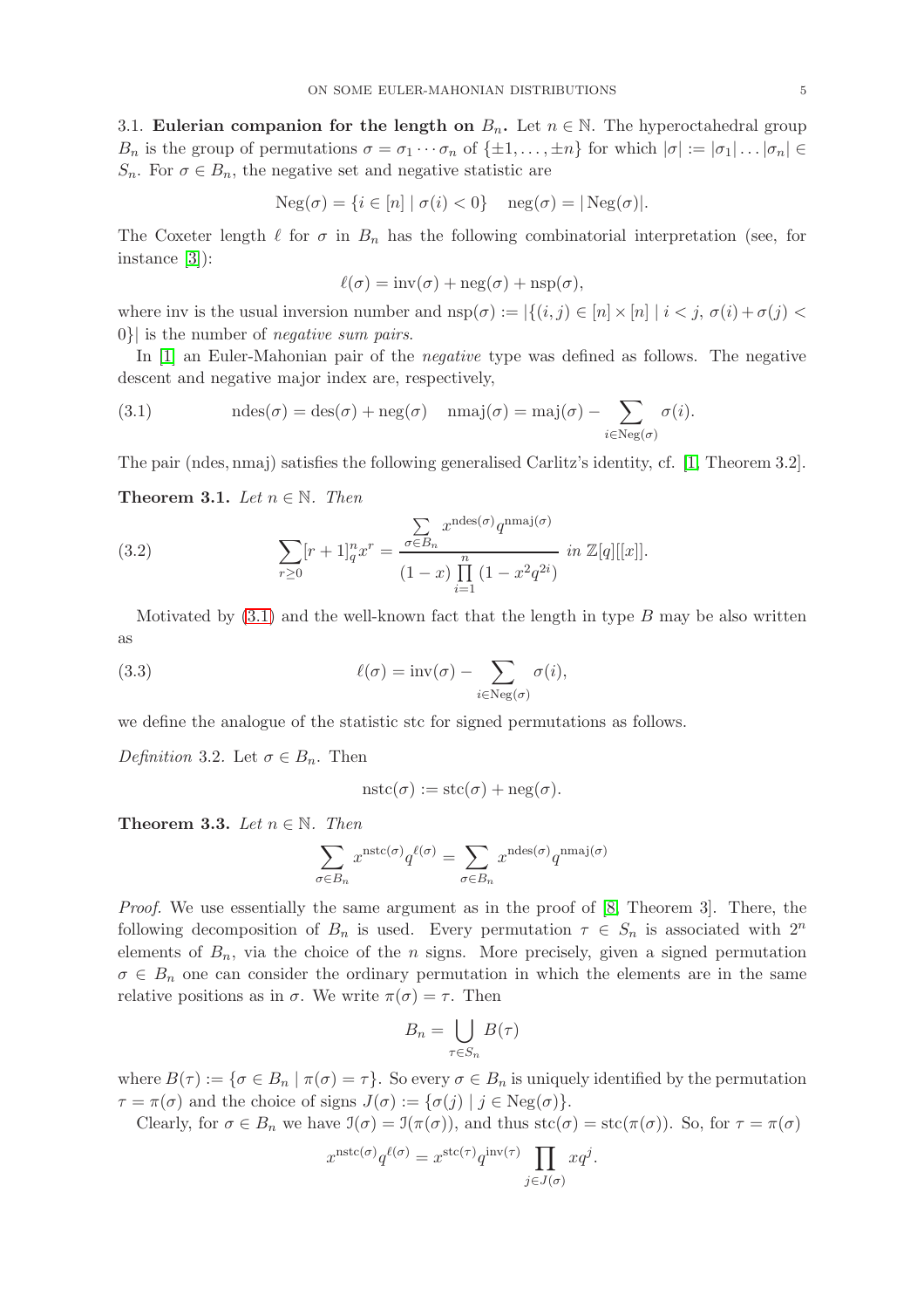### 3.1. Eulerian companion for the length on $B_n$.

Let $n \in \mathbb{N}$. The hyperoctahedral group $B_n$ is the group of permutations $\sigma = \sigma_1 \cdots \sigma_n$ of $\{\pm 1, \ldots, \pm n\}$ for which $|\sigma| := |\sigma_1| \ldots |\sigma_n| \in S_n$. For $\sigma \in B_n$, the negative set and negative statistic are

$$\mathrm{Neg}(\sigma) = \{i \in [n] \mid \sigma(i) < 0\} \quad \mathrm{neg}(\sigma) = |\,\mathrm{Neg}(\sigma)|.$$

The Coxeter length $\ell$ for $\sigma$ in $B_n$ has the following combinatorial interpretation (see, for instance [3]):

$$\ell(\sigma) = \mathrm{inv}(\sigma) + \mathrm{neg}(\sigma) + \mathrm{nsp}(\sigma),$$

where inv is the usual inversion number and $\mathrm{nsp}(\sigma) := |\{(i,j) \in [n] \times [n] \mid i < j,\ \sigma(i) + \sigma(j) < 0\}|$ is the number of *negative sum pairs.*

In [1] an Euler-Mahonian pair of the *negative* type was defined as follows. The negative descent and negative major index are, respectively,

$$\mathrm{ndes}(\sigma) = \mathrm{des}(\sigma) + \mathrm{neg}(\sigma) \quad \mathrm{nmaj}(\sigma) = \mathrm{maj}(\sigma) - \sum_{i \in \mathrm{Neg}(\sigma)} \sigma(i). \tag{3.1}$$

The pair (ndes, nmaj) satisfies the following generalised Carlitz's identity, cf. [1, Theorem 3.2].

**Theorem 3.1.** *Let $n \in \mathbb{N}$. Then*

$$\sum_{r \geq 0} [r+1]_q^n x^r = \frac{\sum_{\sigma \in B_n} x^{\mathrm{ndes}(\sigma)} q^{\mathrm{nmaj}(\sigma)}}{(1-x) \prod_{i=1}^{n} (1 - x^2 q^{2i})} \text{ in } \mathbb{Z}[q][[x]]. \tag{3.2}$$

Motivated by (3.1) and the well-known fact that the length in type $B$ may be also written as

$$\ell(\sigma) = \mathrm{inv}(\sigma) - \sum_{i \in \mathrm{Neg}(\sigma)} \sigma(i), \tag{3.3}$$

we define the analogue of the statistic stc for signed permutations as follows.

*Definition* 3.2. Let $\sigma \in B_n$. Then

$$\mathrm{nstc}(\sigma) := \mathrm{stc}(\sigma) + \mathrm{neg}(\sigma).$$

**Theorem 3.3.** *Let $n \in \mathbb{N}$. Then*

$$\sum_{\sigma \in B_n} x^{\mathrm{nstc}(\sigma)} q^{\ell(\sigma)} = \sum_{\sigma \in B_n} x^{\mathrm{ndes}(\sigma)} q^{\mathrm{nmaj}(\sigma)}$$

*Proof.* We use essentially the same argument as in the proof of [8, Theorem 3]. There, the following decomposition of $B_n$ is used. Every permutation $\tau \in S_n$ is associated with $2^n$ elements of $B_n$, via the choice of the $n$ signs. More precisely, given a signed permutation $\sigma \in B_n$ one can consider the ordinary permutation in which the elements are in the same relative positions as in $\sigma$. We write $\pi(\sigma) = \tau$. Then

$$B_n = \bigcup_{\tau \in S_n} B(\tau)$$

where $B(\tau) := \{\sigma \in B_n \mid \pi(\sigma) = \tau\}$. So every $\sigma \in B_n$ is uniquely identified by the permutation $\tau = \pi(\sigma)$ and the choice of signs $J(\sigma) := \{\sigma(j) \mid j \in \mathrm{Neg}(\sigma)\}$.

Clearly, for $\sigma \in B_n$ we have $\mathcal{I}(\sigma) = \mathcal{I}(\pi(\sigma))$, and thus $\mathrm{stc}(\sigma) = \mathrm{stc}(\pi(\sigma))$. So, for $\tau = \pi(\sigma)$

$$x^{\mathrm{nstc}(\sigma)} q^{\ell(\sigma)} = x^{\mathrm{stc}(\tau)} q^{\mathrm{inv}(\tau)} \prod_{j \in J(\sigma)} x q^j.$$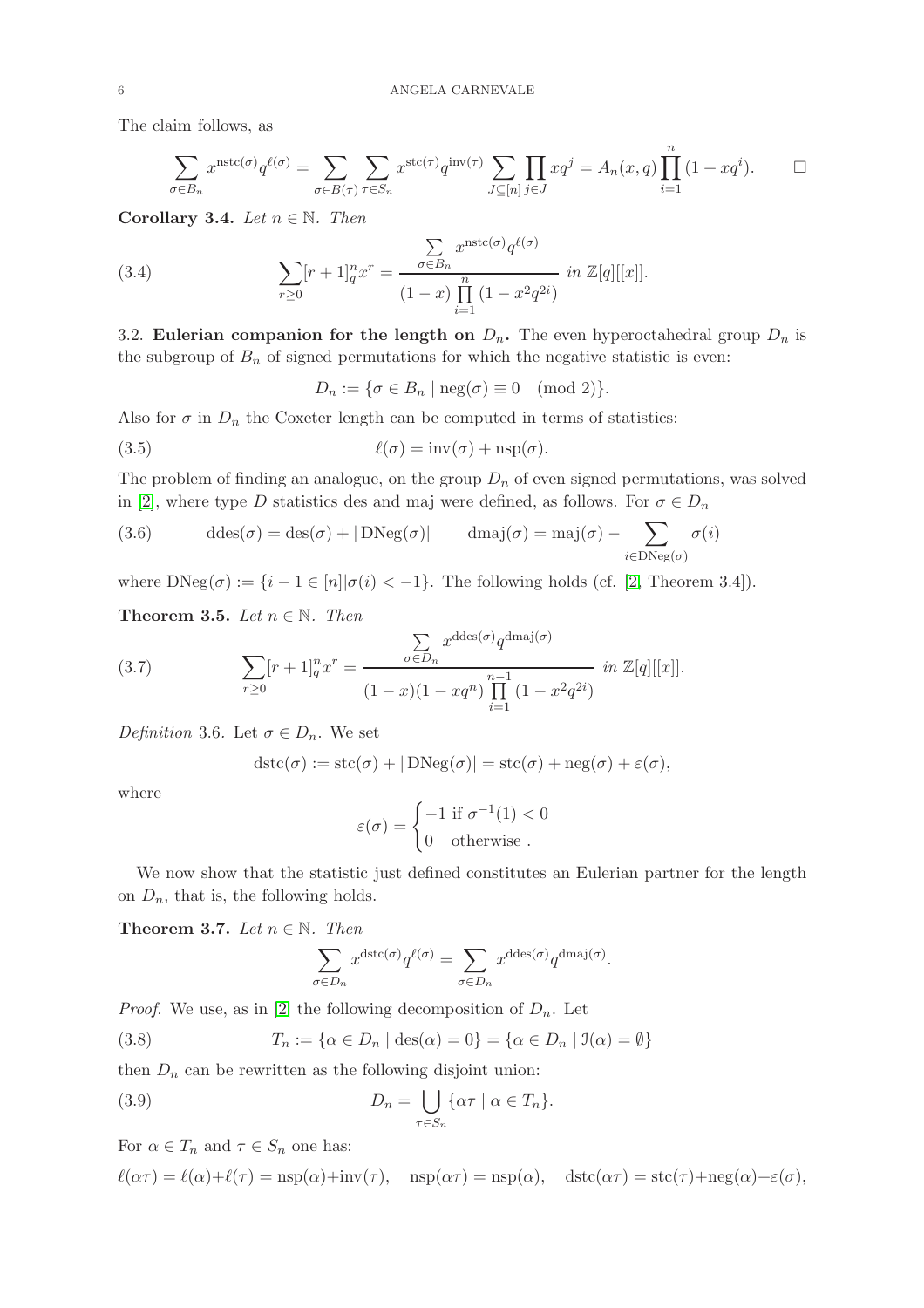The claim follows, as

$$\sum_{\sigma \in B_n} x^{\mathrm{nstc}(\sigma)} q^{\ell(\sigma)} = \sum_{\sigma \in B(\tau)} \sum_{\tau \in S_n} x^{\mathrm{stc}(\tau)} q^{\mathrm{inv}(\tau)} \sum_{J \subseteq [n]} \prod_{j \in J} x q^j = A_n(x,q) \prod_{i=1}^{n} (1 + x q^i). \qquad \square$$

**Corollary 3.4.** *Let $n \in \mathbb{N}$. Then*

$$\sum_{r \geq 0} [r+1]_q^n x^r = \frac{\sum_{\sigma \in B_n} x^{\mathrm{nstc}(\sigma)} q^{\ell(\sigma)}}{(1-x) \prod_{i=1}^{n} (1 - x^2 q^{2i})} \text{ in } \mathbb{Z}[q][[x]]. \tag{3.4}$$

3.2. **Eulerian companion for the length on $D_n$.** The even hyperoctahedral group $D_n$ is the subgroup of $B_n$ of signed permutations for which the negative statistic is even:

$$D_n := \{\sigma \in B_n \mid \mathrm{neg}(\sigma) \equiv 0 \pmod 2\}.$$

Also for $\sigma$ in $D_n$ the Coxeter length can be computed in terms of statistics:

$$\ell(\sigma) = \mathrm{inv}(\sigma) + \mathrm{nsp}(\sigma). \tag{3.5}$$

The problem of finding an analogue, on the group $D_n$ of even signed permutations, was solved in [2], where type $D$ statistics des and maj were defined, as follows. For $\sigma \in D_n$

$$\mathrm{ddes}(\sigma) = \mathrm{des}(\sigma) + |\,\mathrm{DNeg}(\sigma)| \qquad \mathrm{dmaj}(\sigma) = \mathrm{maj}(\sigma) - \sum_{i \in \mathrm{DNeg}(\sigma)} \sigma(i) \tag{3.6}$$

where $\mathrm{DNeg}(\sigma) := \{i - 1 \in [n] | \sigma(i) < -1\}$. The following holds (cf. [2, Theorem 3.4]).

**Theorem 3.5.** *Let $n \in \mathbb{N}$. Then*

$$\sum_{r \geq 0} [r+1]_q^n x^r = \frac{\sum_{\sigma \in D_n} x^{\mathrm{ddes}(\sigma)} q^{\mathrm{dmaj}(\sigma)}}{(1-x)(1-xq^n) \prod_{i=1}^{n-1} (1 - x^2 q^{2i})} \text{ in } \mathbb{Z}[q][[x]]. \tag{3.7}$$

*Definition* 3.6. Let $\sigma \in D_n$. We set

$$\mathrm{dstc}(\sigma) := \mathrm{stc}(\sigma) + |\,\mathrm{DNeg}(\sigma)| = \mathrm{stc}(\sigma) + \mathrm{neg}(\sigma) + \varepsilon(\sigma),$$

where

$$\varepsilon(\sigma) = \begin{cases} -1 & \text{if } \sigma^{-1}(1) < 0 \\ 0 & \text{otherwise .} \end{cases}$$

We now show that the statistic just defined constitutes an Eulerian partner for the length on $D_n$, that is, the following holds.

**Theorem 3.7.** *Let $n \in \mathbb{N}$. Then*

$$\sum_{\sigma \in D_n} x^{\mathrm{dstc}(\sigma)} q^{\ell(\sigma)} = \sum_{\sigma \in D_n} x^{\mathrm{ddes}(\sigma)} q^{\mathrm{dmaj}(\sigma)}.$$

*Proof.* We use, as in [2] the following decomposition of $D_n$. Let

$$T_n := \{\alpha \in D_n \mid \mathrm{des}(\alpha) = 0\} = \{\alpha \in D_n \mid \mathcal{I}(\alpha) = \emptyset\} \tag{3.8}$$

then $D_n$ can be rewritten as the following disjoint union:

$$D_n = \bigcup_{\tau \in S_n} \{\alpha\tau \mid \alpha \in T_n\}. \tag{3.9}$$

For $\alpha \in T_n$ and $\tau \in S_n$ one has:

$\ell(\alpha\tau) = \ell(\alpha) + \ell(\tau) = \mathrm{nsp}(\alpha) + \mathrm{inv}(\tau), \quad \mathrm{nsp}(\alpha\tau) = \mathrm{nsp}(\alpha), \quad \mathrm{dstc}(\alpha\tau) = \mathrm{stc}(\tau) + \mathrm{neg}(\alpha) + \varepsilon(\sigma),$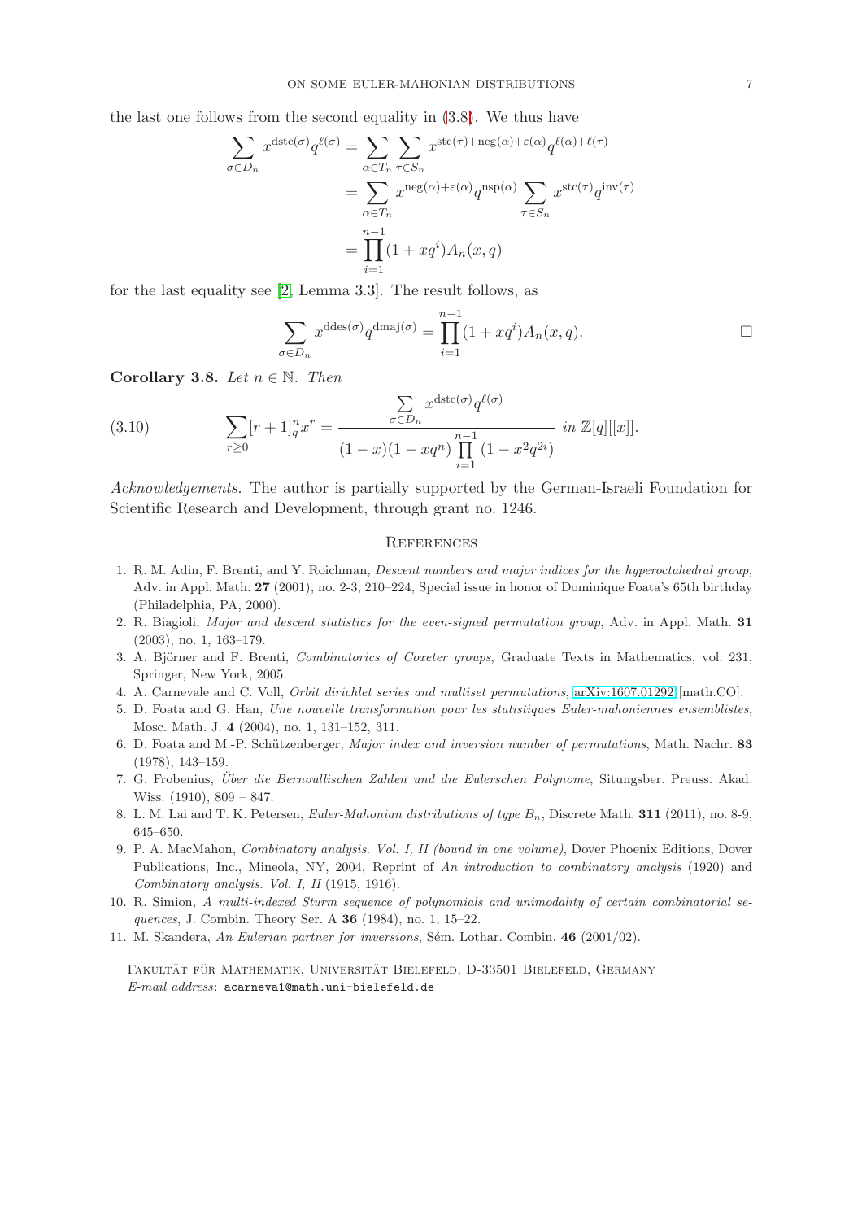the last one follows from the second equality in (3.8). We thus have

$$
\begin{aligned}
\sum_{\sigma\in D_n} x^{\mathrm{dstc}(\sigma)} q^{\ell(\sigma)} &= \sum_{\alpha\in T_n}\sum_{\tau\in S_n} x^{\mathrm{stc}(\tau)+\mathrm{neg}(\alpha)+\varepsilon(\alpha)} q^{\ell(\alpha)+\ell(\tau)} \\
&= \sum_{\alpha\in T_n} x^{\mathrm{neg}(\alpha)+\varepsilon(\alpha)} q^{\mathrm{nsp}(\alpha)} \sum_{\tau\in S_n} x^{\mathrm{stc}(\tau)} q^{\mathrm{inv}(\tau)} \\
&= \prod_{i=1}^{n-1}(1+xq^i) A_n(x,q)
\end{aligned}
$$

for the last equality see [2, Lemma 3.3]. The result follows, as

$$
\sum_{\sigma\in D_n} x^{\mathrm{ddes}(\sigma)} q^{\mathrm{dmaj}(\sigma)} = \prod_{i=1}^{n-1}(1+xq^i) A_n(x,q). \qquad \square
$$

**Corollary 3.8.** *Let $n \in \mathbb{N}$. Then*

$$
\sum_{r\geq 0} [r+1]_q^n x^r = \frac{\sum\limits_{\sigma\in D_n} x^{\mathrm{dstc}(\sigma)} q^{\ell(\sigma)}}{(1-x)(1-xq^n)\prod\limits_{i=1}^{n-1}(1-x^2q^{2i})} \quad \text{in } \mathbb{Z}[q][[x]]. \tag{3.10}
$$

*Acknowledgements.* The author is partially supported by the German-Israeli Foundation for Scientific Research and Development, through grant no. 1246.

## References

1. R. M. Adin, F. Brenti, and Y. Roichman, *Descent numbers and major indices for the hyperoctahedral group*, Adv. in Appl. Math. **27** (2001), no. 2-3, 210–224, Special issue in honor of Dominique Foata's 65th birthday (Philadelphia, PA, 2000).
2. R. Biagioli, *Major and descent statistics for the even-signed permutation group*, Adv. in Appl. Math. **31** (2003), no. 1, 163–179.
3. A. Björner and F. Brenti, *Combinatorics of Coxeter groups*, Graduate Texts in Mathematics, vol. 231, Springer, New York, 2005.
4. A. Carnevale and C. Voll, *Orbit dirichlet series and multiset permutations*, arXiv:1607.01292 [math.CO].
5. D. Foata and G. Han, *Une nouvelle transformation pour les statistiques Euler-mahoniennes ensemblistes*, Mosc. Math. J. **4** (2004), no. 1, 131–152, 311.
6. D. Foata and M.-P. Schützenberger, *Major index and inversion number of permutations*, Math. Nachr. **83** (1978), 143–159.
7. G. Frobenius, *Über die Bernoullischen Zahlen und die Eulerschen Polynome*, Situngsber. Preuss. Akad. Wiss. (1910), 809 – 847.
8. L. M. Lai and T. K. Petersen, *Euler-Mahonian distributions of type $B_n$*, Discrete Math. **311** (2011), no. 8-9, 645–650.
9. P. A. MacMahon, *Combinatory analysis. Vol. I, II (bound in one volume)*, Dover Phoenix Editions, Dover Publications, Inc., Mineola, NY, 2004, Reprint of *An introduction to combinatory analysis* (1920) and *Combinatory analysis. Vol. I, II* (1915, 1916).
10. R. Simion, *A multi-indexed Sturm sequence of polynomials and unimodality of certain combinatorial sequences*, J. Combin. Theory Ser. A **36** (1984), no. 1, 15–22.
11. M. Skandera, *An Eulerian partner for inversions*, Sém. Lothar. Combin. **46** (2001/02).

Fakultät für Mathematik, Universität Bielefeld, D-33501 Bielefeld, Germany
*E-mail address*: acarneva1@math.uni-bielefeld.de